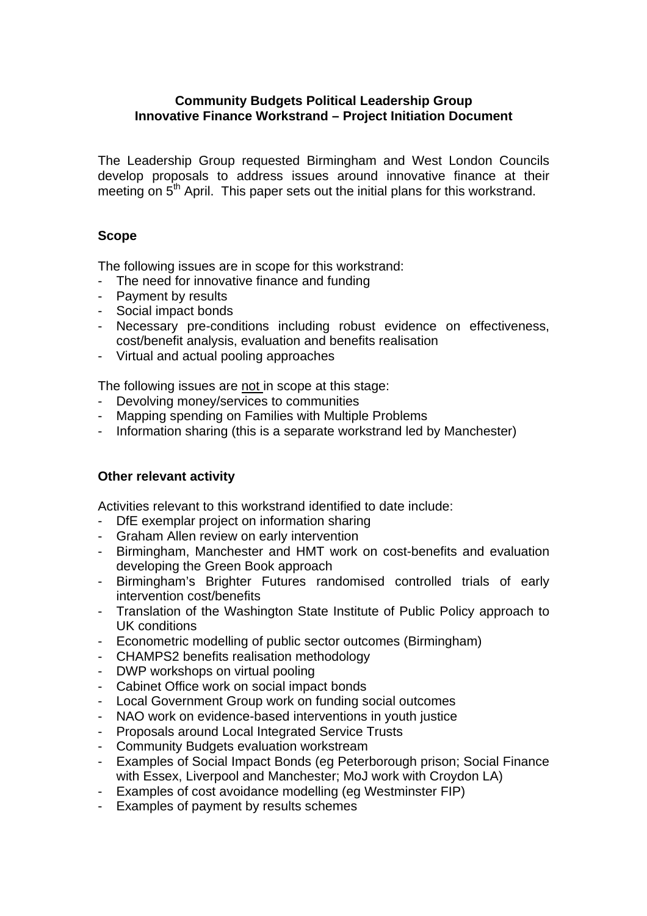# Community Budgets Political Leadership Group
## Innovative Finance Workstrand – Project Initiation Document

The Leadership Group requested Birmingham and West London Councils develop proposals to address issues around innovative finance at their meeting on 5th April. This paper sets out the initial plans for this workstrand.

### Scope

The following issues are in scope for this workstrand:

- The need for innovative finance and funding
- Payment by results
- Social impact bonds
- Necessary pre-conditions including robust evidence on effectiveness, cost/benefit analysis, evaluation and benefits realisation
- Virtual and actual pooling approaches

The following issues are <u>not</u> in scope at this stage:

- Devolving money/services to communities
- Mapping spending on Families with Multiple Problems
- Information sharing (this is a separate workstrand led by Manchester)

### Other relevant activity

Activities relevant to this workstrand identified to date include:

- DfE exemplar project on information sharing
- Graham Allen review on early intervention
- Birmingham, Manchester and HMT work on cost-benefits and evaluation developing the Green Book approach
- Birmingham's Brighter Futures randomised controlled trials of early intervention cost/benefits
- Translation of the Washington State Institute of Public Policy approach to UK conditions
- Econometric modelling of public sector outcomes (Birmingham)
- CHAMPS2 benefits realisation methodology
- DWP workshops on virtual pooling
- Cabinet Office work on social impact bonds
- Local Government Group work on funding social outcomes
- NAO work on evidence-based interventions in youth justice
- Proposals around Local Integrated Service Trusts
- Community Budgets evaluation workstream
- Examples of Social Impact Bonds (eg Peterborough prison; Social Finance with Essex, Liverpool and Manchester; MoJ work with Croydon LA)
- Examples of cost avoidance modelling (eg Westminster FIP)
- Examples of payment by results schemes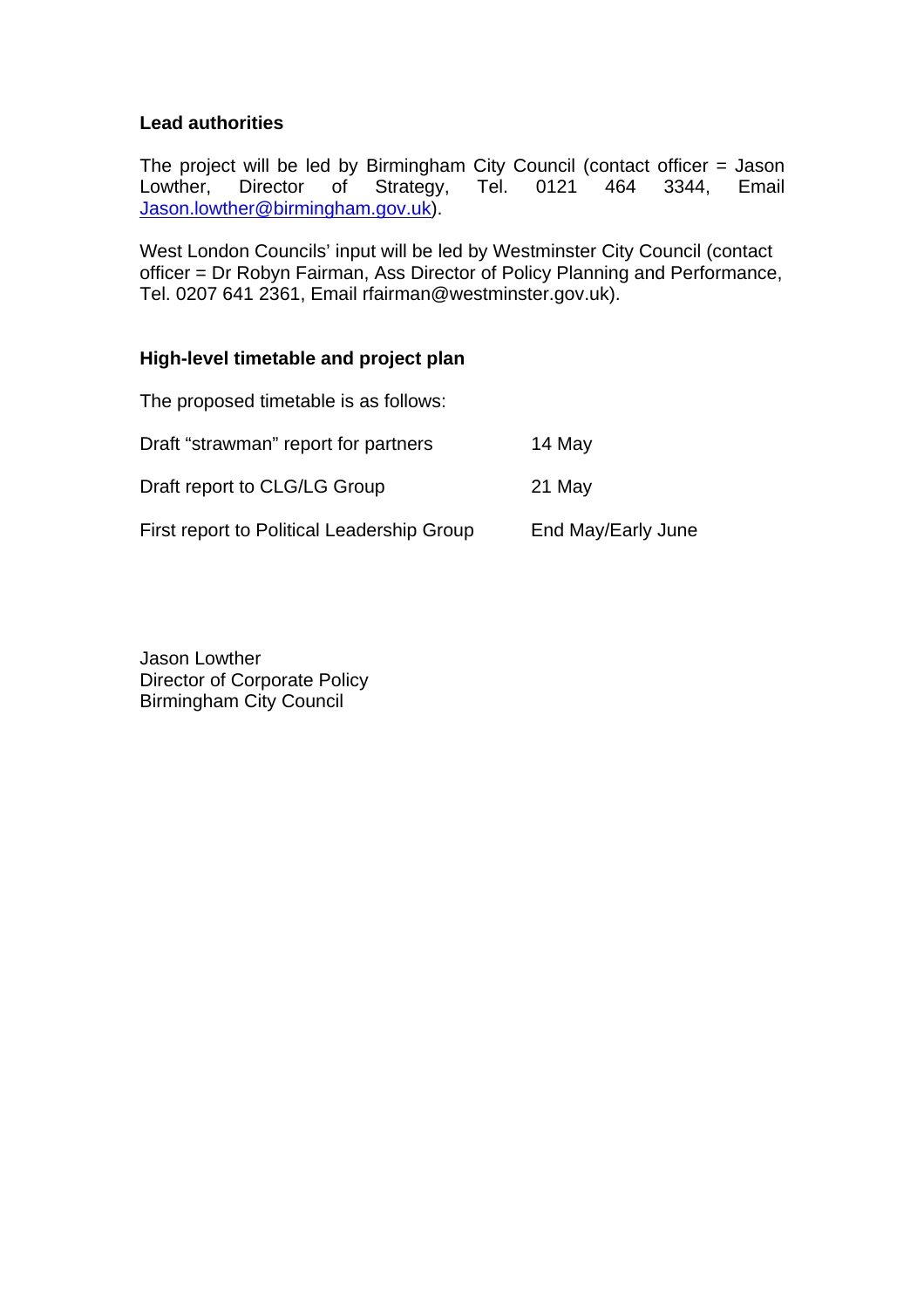**Lead authorities**

The project will be led by Birmingham City Council (contact officer = Jason Lowther, Director of Strategy, Tel. 0121 464 3344, Email Jason.lowther@birmingham.gov.uk).

West London Councils' input will be led by Westminster City Council (contact officer = Dr Robyn Fairman, Ass Director of Policy Planning and Performance, Tel. 0207 641 2361, Email rfairman@westminster.gov.uk).

**High-level timetable and project plan**

The proposed timetable is as follows:

| | |
|---|---|
| Draft "strawman" report for partners | 14 May |
| Draft report to CLG/LG Group | 21 May |
| First report to Political Leadership Group | End May/Early June |

Jason Lowther
Director of Corporate Policy
Birmingham City Council